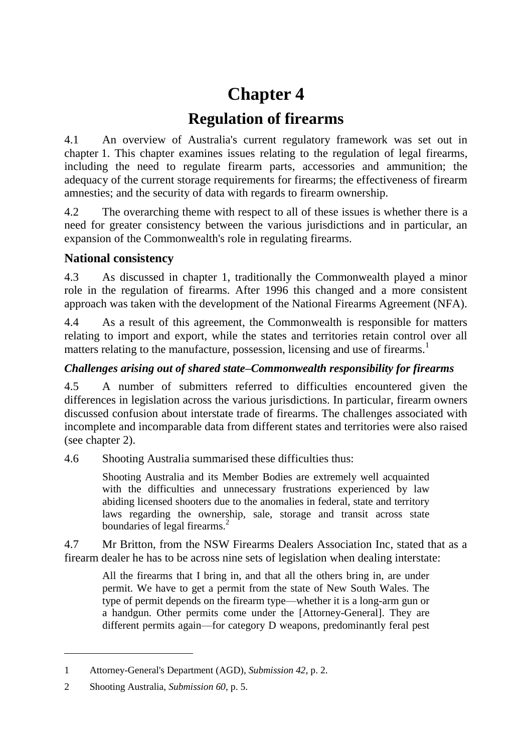# Chapter 4

# Regulation of firearms

4.1 An overview of Australia's current regulatory framework was set out in chapter 1. This chapter examines issues relating to the regulation of legal firearms, including the need to regulate firearm parts, accessories and ammunition; the adequacy of the current storage requirements for firearms; the effectiveness of firearm amnesties; and the security of data with regards to firearm ownership.

4.2 The overarching theme with respect to all of these issues is whether there is a need for greater consistency between the various jurisdictions and in particular, an expansion of the Commonwealth's role in regulating firearms.

## National consistency

4.3 As discussed in chapter 1, traditionally the Commonwealth played a minor role in the regulation of firearms. After 1996 this changed and a more consistent approach was taken with the development of the National Firearms Agreement (NFA).

4.4 As a result of this agreement, the Commonwealth is responsible for matters relating to import and export, while the states and territories retain control over all matters relating to the manufacture, possession, licensing and use of firearms.[1]

### *Challenges arising out of shared state–Commonwealth responsibility for firearms*

4.5 A number of submitters referred to difficulties encountered given the differences in legislation across the various jurisdictions. In particular, firearm owners discussed confusion about interstate trade of firearms. The challenges associated with incomplete and incomparable data from different states and territories were also raised (see chapter 2).

4.6 Shooting Australia summarised these difficulties thus:

> Shooting Australia and its Member Bodies are extremely well acquainted with the difficulties and unnecessary frustrations experienced by law abiding licensed shooters due to the anomalies in federal, state and territory laws regarding the ownership, sale, storage and transit across state boundaries of legal firearms.[2]

4.7 Mr Britton, from the NSW Firearms Dealers Association Inc, stated that as a firearm dealer he has to be across nine sets of legislation when dealing interstate:

> All the firearms that I bring in, and that all the others bring in, are under permit. We have to get a permit from the state of New South Wales. The type of permit depends on the firearm type—whether it is a long-arm gun or a handgun. Other permits come under the [Attorney-General]. They are different permits again—for category D weapons, predominantly feral pest

---

1 Attorney-General's Department (AGD), *Submission 42*, p. 2.

2 Shooting Australia, *Submission 60*, p. 5.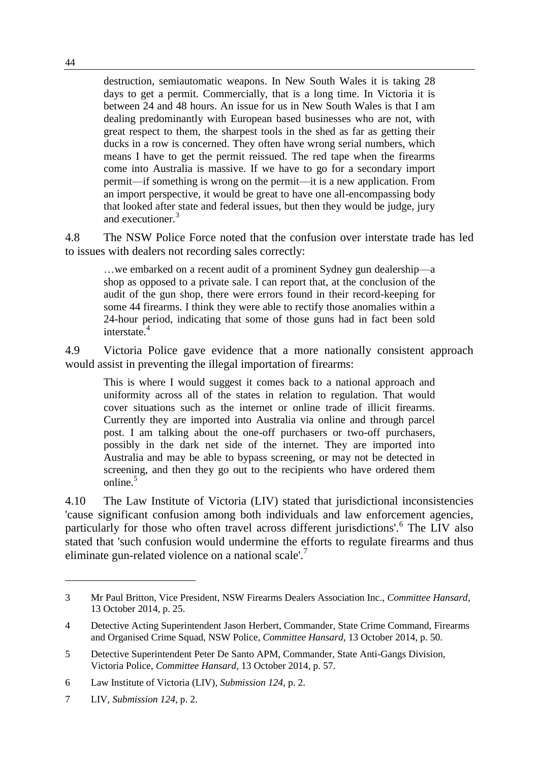> destruction, semiautomatic weapons. In New South Wales it is taking 28 days to get a permit. Commercially, that is a long time. In Victoria it is between 24 and 48 hours. An issue for us in New South Wales is that I am dealing predominantly with European based businesses who are not, with great respect to them, the sharpest tools in the shed as far as getting their ducks in a row is concerned. They often have wrong serial numbers, which means I have to get the permit reissued. The red tape when the firearms come into Australia is massive. If we have to go for a secondary import permit—if something is wrong on the permit—it is a new application. From an import perspective, it would be great to have one all-encompassing body that looked after state and federal issues, but then they would be judge, jury and executioner.[3]

4.8 The NSW Police Force noted that the confusion over interstate trade has led to issues with dealers not recording sales correctly:

> …we embarked on a recent audit of a prominent Sydney gun dealership—a shop as opposed to a private sale. I can report that, at the conclusion of the audit of the gun shop, there were errors found in their record-keeping for some 44 firearms. I think they were able to rectify those anomalies within a 24-hour period, indicating that some of those guns had in fact been sold interstate.[4]

4.9 Victoria Police gave evidence that a more nationally consistent approach would assist in preventing the illegal importation of firearms:

> This is where I would suggest it comes back to a national approach and uniformity across all of the states in relation to regulation. That would cover situations such as the internet or online trade of illicit firearms. Currently they are imported into Australia via online and through parcel post. I am talking about the one-off purchasers or two-off purchasers, possibly in the dark net side of the internet. They are imported into Australia and may be able to bypass screening, or may not be detected in screening, and then they go out to the recipients who have ordered them online.[5]

4.10 The Law Institute of Victoria (LIV) stated that jurisdictional inconsistencies 'cause significant confusion among both individuals and law enforcement agencies, particularly for those who often travel across different jurisdictions'.[6] The LIV also stated that 'such confusion would undermine the efforts to regulate firearms and thus eliminate gun-related violence on a national scale'.[7]

---

3 Mr Paul Britton, Vice President, NSW Firearms Dealers Association Inc., *Committee Hansard*, 13 October 2014, p. 25.

4 Detective Acting Superintendent Jason Herbert, Commander, State Crime Command, Firearms and Organised Crime Squad, NSW Police, *Committee Hansard*, 13 October 2014, p. 50.

5 Detective Superintendent Peter De Santo APM, Commander, State Anti-Gangs Division, Victoria Police, *Committee Hansard*, 13 October 2014, p. 57.

6 Law Institute of Victoria (LIV), *Submission 124*, p. 2.

7 LIV, *Submission 124*, p. 2.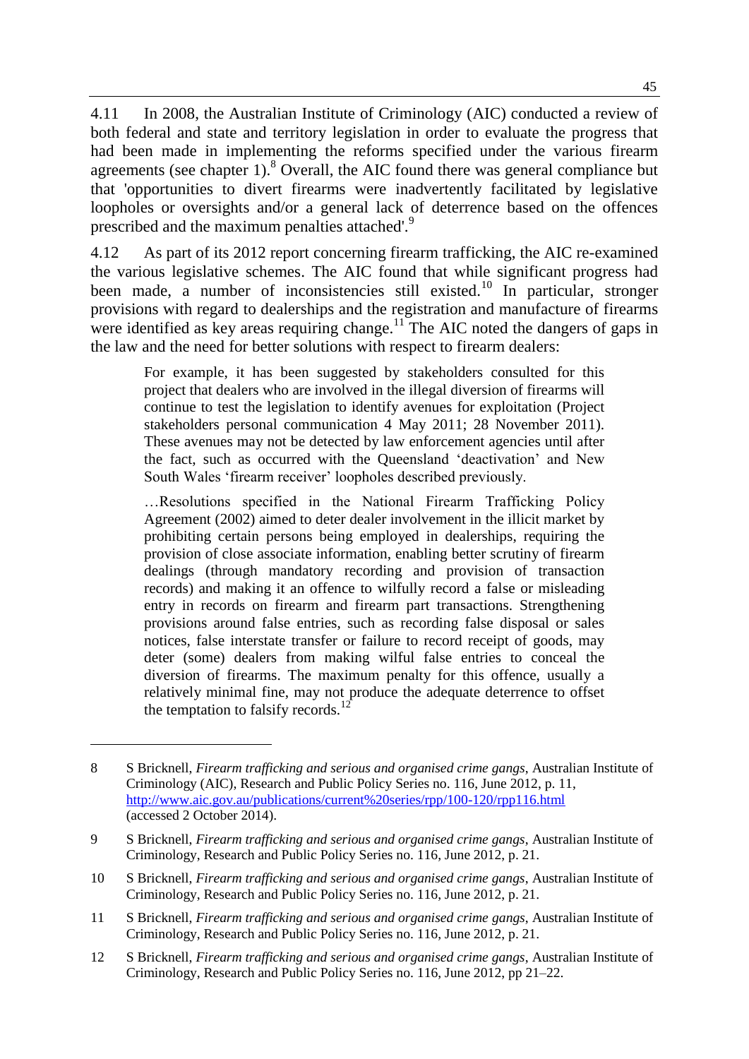4.11 In 2008, the Australian Institute of Criminology (AIC) conducted a review of both federal and state and territory legislation in order to evaluate the progress that had been made in implementing the reforms specified under the various firearm agreements (see chapter 1).[8] Overall, the AIC found there was general compliance but that 'opportunities to divert firearms were inadvertently facilitated by legislative loopholes or oversights and/or a general lack of deterrence based on the offences prescribed and the maximum penalties attached'.[9]

4.12 As part of its 2012 report concerning firearm trafficking, the AIC re-examined the various legislative schemes. The AIC found that while significant progress had been made, a number of inconsistencies still existed.[10] In particular, stronger provisions with regard to dealerships and the registration and manufacture of firearms were identified as key areas requiring change.[11] The AIC noted the dangers of gaps in the law and the need for better solutions with respect to firearm dealers:

> For example, it has been suggested by stakeholders consulted for this project that dealers who are involved in the illegal diversion of firearms will continue to test the legislation to identify avenues for exploitation (Project stakeholders personal communication 4 May 2011; 28 November 2011). These avenues may not be detected by law enforcement agencies until after the fact, such as occurred with the Queensland 'deactivation' and New South Wales 'firearm receiver' loopholes described previously.
>
> …Resolutions specified in the National Firearm Trafficking Policy Agreement (2002) aimed to deter dealer involvement in the illicit market by prohibiting certain persons being employed in dealerships, requiring the provision of close associate information, enabling better scrutiny of firearm dealings (through mandatory recording and provision of transaction records) and making it an offence to wilfully record a false or misleading entry in records on firearm and firearm part transactions. Strengthening provisions around false entries, such as recording false disposal or sales notices, false interstate transfer or failure to record receipt of goods, may deter (some) dealers from making wilful false entries to conceal the diversion of firearms. The maximum penalty for this offence, usually a relatively minimal fine, may not produce the adequate deterrence to offset the temptation to falsify records.[12]

---

8 S Bricknell, *Firearm trafficking and serious and organised crime gangs*, Australian Institute of Criminology (AIC), Research and Public Policy Series no. 116, June 2012, p. 11, http://www.aic.gov.au/publications/current%20series/rpp/100-120/rpp116.html (accessed 2 October 2014).

9 S Bricknell, *Firearm trafficking and serious and organised crime gangs*, Australian Institute of Criminology, Research and Public Policy Series no. 116, June 2012, p. 21.

10 S Bricknell, *Firearm trafficking and serious and organised crime gangs*, Australian Institute of Criminology, Research and Public Policy Series no. 116, June 2012, p. 21.

11 S Bricknell, *Firearm trafficking and serious and organised crime gangs*, Australian Institute of Criminology, Research and Public Policy Series no. 116, June 2012, p. 21.

12 S Bricknell, *Firearm trafficking and serious and organised crime gangs*, Australian Institute of Criminology, Research and Public Policy Series no. 116, June 2012, pp 21–22.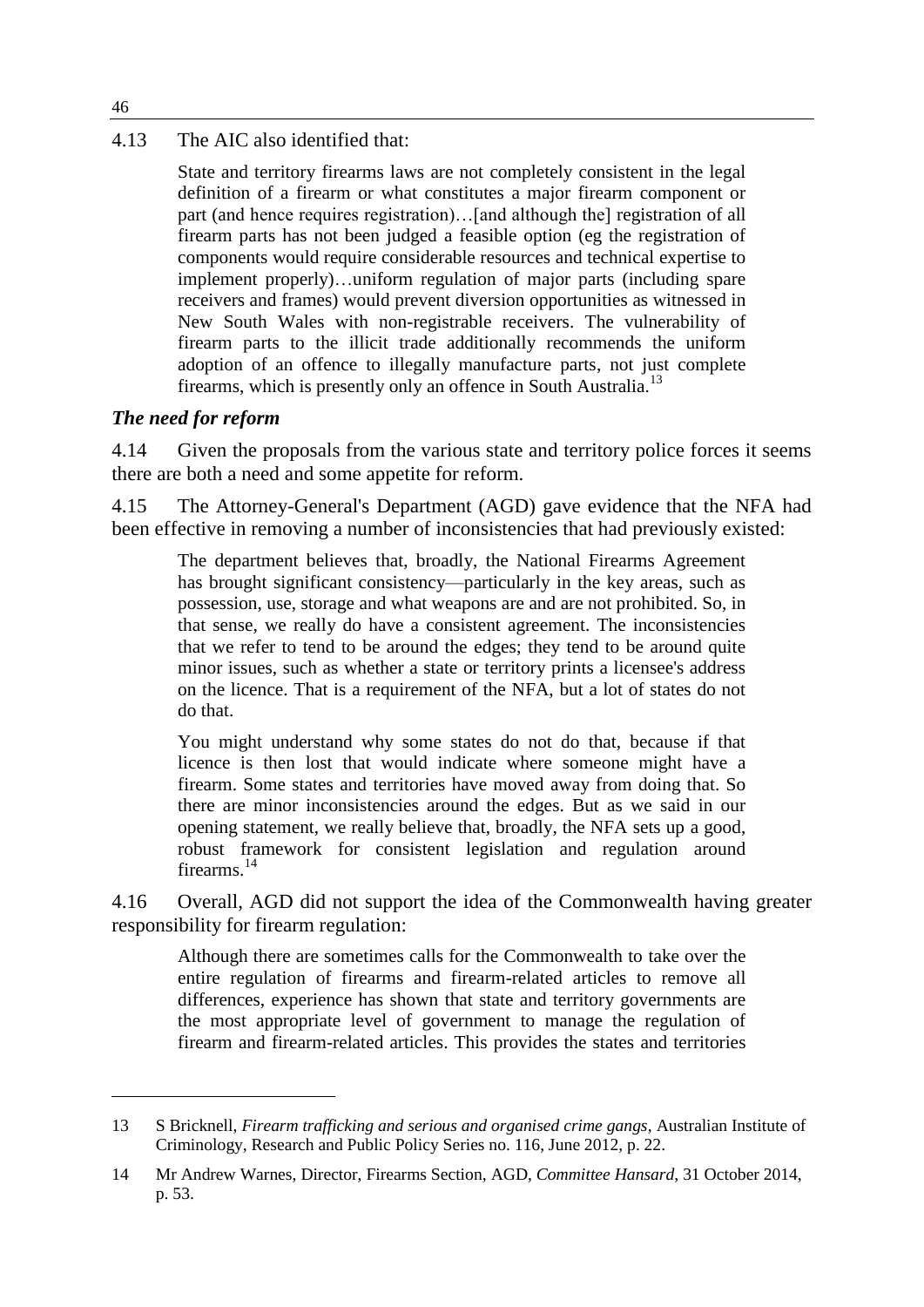4.13 The AIC also identified that:

> State and territory firearms laws are not completely consistent in the legal definition of a firearm or what constitutes a major firearm component or part (and hence requires registration)…[and although the] registration of all firearm parts has not been judged a feasible option (eg the registration of components would require considerable resources and technical expertise to implement properly)…uniform regulation of major parts (including spare receivers and frames) would prevent diversion opportunities as witnessed in New South Wales with non-registrable receivers. The vulnerability of firearm parts to the illicit trade additionally recommends the uniform adoption of an offence to illegally manufacture parts, not just complete firearms, which is presently only an offence in South Australia.[13]

### *The need for reform*

4.14 Given the proposals from the various state and territory police forces it seems there are both a need and some appetite for reform.

4.15 The Attorney-General's Department (AGD) gave evidence that the NFA had been effective in removing a number of inconsistencies that had previously existed:

> The department believes that, broadly, the National Firearms Agreement has brought significant consistency—particularly in the key areas, such as possession, use, storage and what weapons are and are not prohibited. So, in that sense, we really do have a consistent agreement. The inconsistencies that we refer to tend to be around the edges; they tend to be around quite minor issues, such as whether a state or territory prints a licensee's address on the licence. That is a requirement of the NFA, but a lot of states do not do that.
>
> You might understand why some states do not do that, because if that licence is then lost that would indicate where someone might have a firearm. Some states and territories have moved away from doing that. So there are minor inconsistencies around the edges. But as we said in our opening statement, we really believe that, broadly, the NFA sets up a good, robust framework for consistent legislation and regulation around firearms.[14]

4.16 Overall, AGD did not support the idea of the Commonwealth having greater responsibility for firearm regulation:

> Although there are sometimes calls for the Commonwealth to take over the entire regulation of firearms and firearm-related articles to remove all differences, experience has shown that state and territory governments are the most appropriate level of government to manage the regulation of firearm and firearm-related articles. This provides the states and territories

---

13 S Bricknell, *Firearm trafficking and serious and organised crime gangs*, Australian Institute of Criminology, Research and Public Policy Series no. 116, June 2012, p. 22.

14 Mr Andrew Warnes, Director, Firearms Section, AGD, *Committee Hansard*, 31 October 2014, p. 53.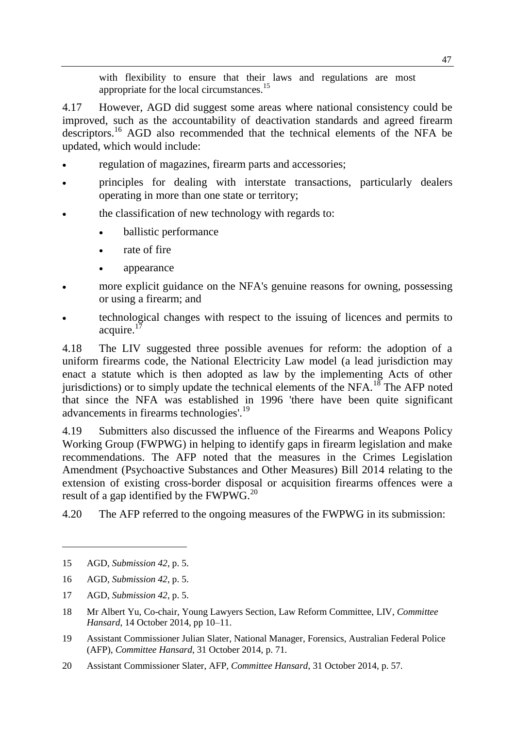with flexibility to ensure that their laws and regulations are most appropriate for the local circumstances.[15]

4.17 However, AGD did suggest some areas where national consistency could be improved, such as the accountability of deactivation standards and agreed firearm descriptors.[16] AGD also recommended that the technical elements of the NFA be updated, which would include:

- regulation of magazines, firearm parts and accessories;
- principles for dealing with interstate transactions, particularly dealers operating in more than one state or territory;
- the classification of new technology with regards to:
  - ballistic performance
  - rate of fire
  - appearance
- more explicit guidance on the NFA's genuine reasons for owning, possessing or using a firearm; and
- technological changes with respect to the issuing of licences and permits to acquire.[17]

4.18 The LIV suggested three possible avenues for reform: the adoption of a uniform firearms code, the National Electricity Law model (a lead jurisdiction may enact a statute which is then adopted as law by the implementing Acts of other jurisdictions) or to simply update the technical elements of the NFA.[18] The AFP noted that since the NFA was established in 1996 'there have been quite significant advancements in firearms technologies'.[19]

4.19 Submitters also discussed the influence of the Firearms and Weapons Policy Working Group (FWPWG) in helping to identify gaps in firearm legislation and make recommendations. The AFP noted that the measures in the Crimes Legislation Amendment (Psychoactive Substances and Other Measures) Bill 2014 relating to the extension of existing cross-border disposal or acquisition firearms offences were a result of a gap identified by the FWPWG.[20]

4.20 The AFP referred to the ongoing measures of the FWPWG in its submission:

---

15 AGD, *Submission 42*, p. 5.

16 AGD, *Submission 42*, p. 5.

17 AGD, *Submission 42*, p. 5.

18 Mr Albert Yu, Co-chair, Young Lawyers Section, Law Reform Committee, LIV, *Committee Hansard*, 14 October 2014, pp 10–11.

19 Assistant Commissioner Julian Slater, National Manager, Forensics, Australian Federal Police (AFP), *Committee Hansard*, 31 October 2014, p. 71.

20 Assistant Commissioner Slater, AFP, *Committee Hansard*, 31 October 2014, p. 57.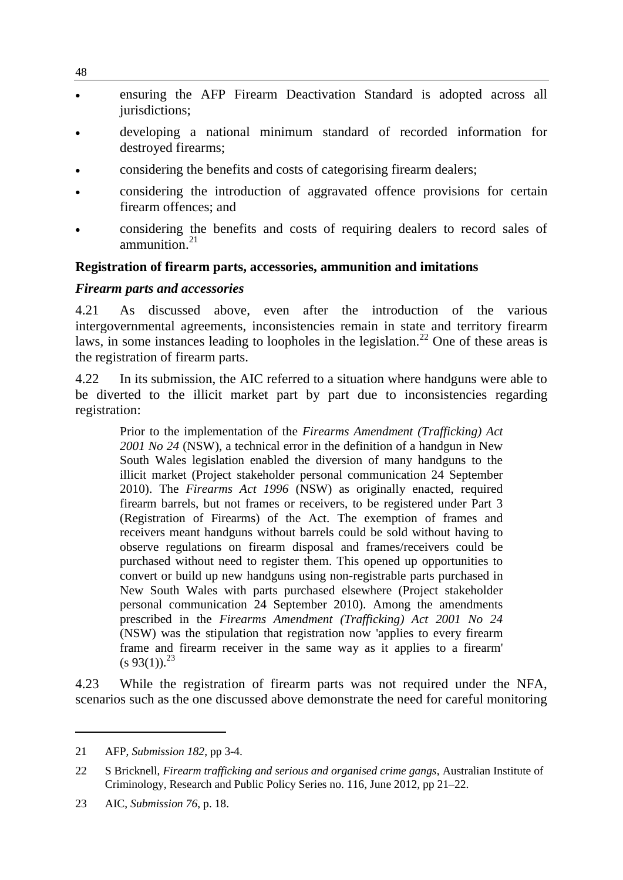- ensuring the AFP Firearm Deactivation Standard is adopted across all jurisdictions;
- developing a national minimum standard of recorded information for destroyed firearms;
- considering the benefits and costs of categorising firearm dealers;
- considering the introduction of aggravated offence provisions for certain firearm offences; and
- considering the benefits and costs of requiring dealers to record sales of ammunition.[21]

**Registration of firearm parts, accessories, ammunition and imitations**

***Firearm parts and accessories***

4.21 As discussed above, even after the introduction of the various intergovernmental agreements, inconsistencies remain in state and territory firearm laws, in some instances leading to loopholes in the legislation.[22] One of these areas is the registration of firearm parts.

4.22 In its submission, the AIC referred to a situation where handguns were able to be diverted to the illicit market part by part due to inconsistencies regarding registration:

> Prior to the implementation of the *Firearms Amendment (Trafficking) Act 2001 No 24* (NSW), a technical error in the definition of a handgun in New South Wales legislation enabled the diversion of many handguns to the illicit market (Project stakeholder personal communication 24 September 2010). The *Firearms Act 1996* (NSW) as originally enacted, required firearm barrels, but not frames or receivers, to be registered under Part 3 (Registration of Firearms) of the Act. The exemption of frames and receivers meant handguns without barrels could be sold without having to observe regulations on firearm disposal and frames/receivers could be purchased without need to register them. This opened up opportunities to convert or build up new handguns using non-registrable parts purchased in New South Wales with parts purchased elsewhere (Project stakeholder personal communication 24 September 2010). Among the amendments prescribed in the *Firearms Amendment (Trafficking) Act 2001 No 24* (NSW) was the stipulation that registration now 'applies to every firearm frame and firearm receiver in the same way as it applies to a firearm' (s 93(1)).[23]

4.23 While the registration of firearm parts was not required under the NFA, scenarios such as the one discussed above demonstrate the need for careful monitoring

---

21 AFP, *Submission 182*, pp 3-4.

22 S Bricknell, *Firearm trafficking and serious and organised crime gangs*, Australian Institute of Criminology, Research and Public Policy Series no. 116, June 2012, pp 21–22.

23 AIC, *Submission 76*, p. 18.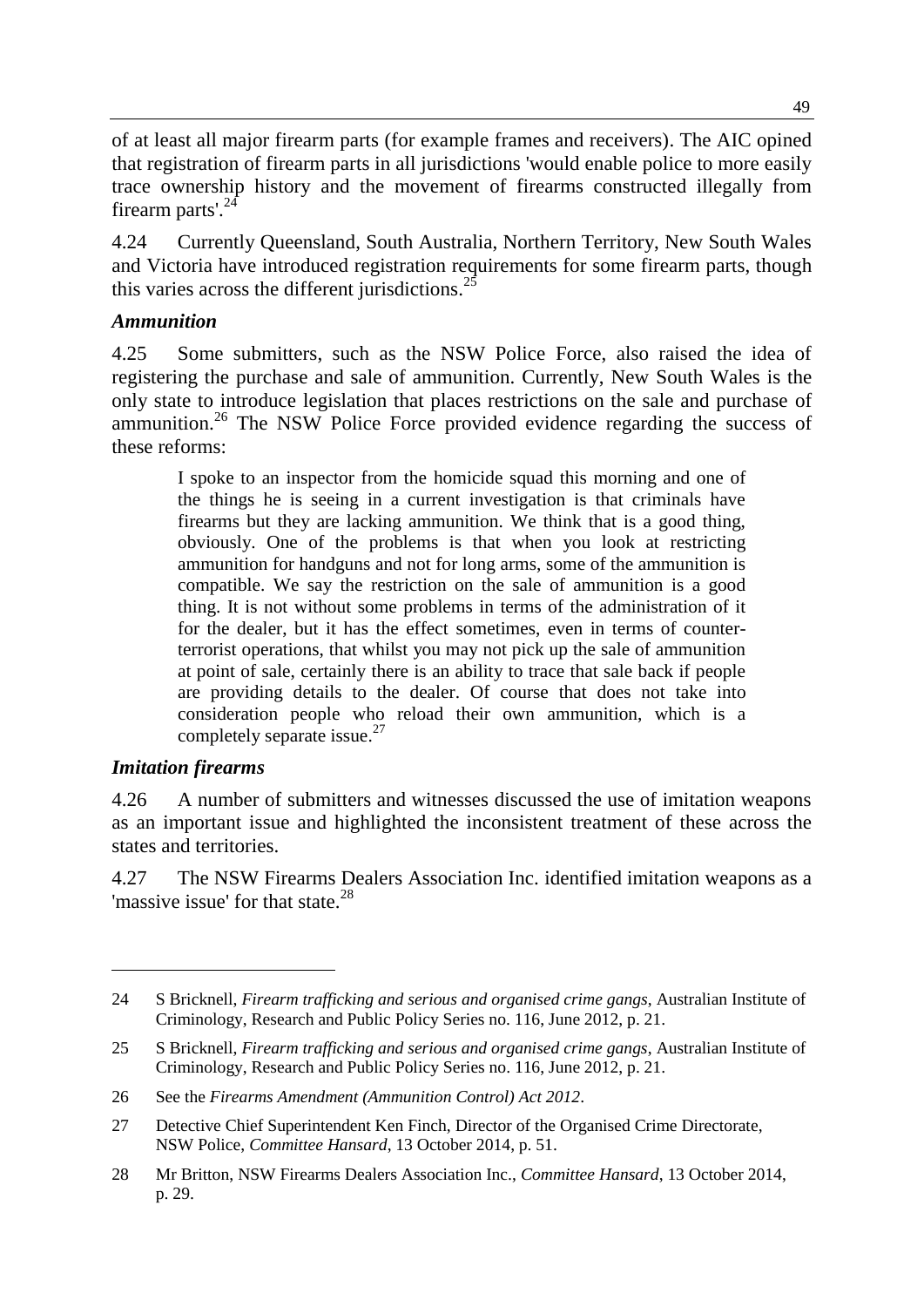of at least all major firearm parts (for example frames and receivers). The AIC opined that registration of firearm parts in all jurisdictions 'would enable police to more easily trace ownership history and the movement of firearms constructed illegally from firearm parts'.[24]

4.24 Currently Queensland, South Australia, Northern Territory, New South Wales and Victoria have introduced registration requirements for some firearm parts, though this varies across the different jurisdictions.[25]

### *Ammunition*

4.25 Some submitters, such as the NSW Police Force, also raised the idea of registering the purchase and sale of ammunition. Currently, New South Wales is the only state to introduce legislation that places restrictions on the sale and purchase of ammunition.[26] The NSW Police Force provided evidence regarding the success of these reforms:

> I spoke to an inspector from the homicide squad this morning and one of the things he is seeing in a current investigation is that criminals have firearms but they are lacking ammunition. We think that is a good thing, obviously. One of the problems is that when you look at restricting ammunition for handguns and not for long arms, some of the ammunition is compatible. We say the restriction on the sale of ammunition is a good thing. It is not without some problems in terms of the administration of it for the dealer, but it has the effect sometimes, even in terms of counter-terrorist operations, that whilst you may not pick up the sale of ammunition at point of sale, certainly there is an ability to trace that sale back if people are providing details to the dealer. Of course that does not take into consideration people who reload their own ammunition, which is a completely separate issue.[27]

### *Imitation firearms*

4.26 A number of submitters and witnesses discussed the use of imitation weapons as an important issue and highlighted the inconsistent treatment of these across the states and territories.

4.27 The NSW Firearms Dealers Association Inc. identified imitation weapons as a 'massive issue' for that state.[28]

---

24 S Bricknell, *Firearm trafficking and serious and organised crime gangs*, Australian Institute of Criminology, Research and Public Policy Series no. 116, June 2012, p. 21.

25 S Bricknell, *Firearm trafficking and serious and organised crime gangs*, Australian Institute of Criminology, Research and Public Policy Series no. 116, June 2012, p. 21.

26 See the *Firearms Amendment (Ammunition Control) Act 2012*.

27 Detective Chief Superintendent Ken Finch, Director of the Organised Crime Directorate, NSW Police, *Committee Hansard*, 13 October 2014, p. 51.

28 Mr Britton, NSW Firearms Dealers Association Inc., *Committee Hansard*, 13 October 2014, p. 29.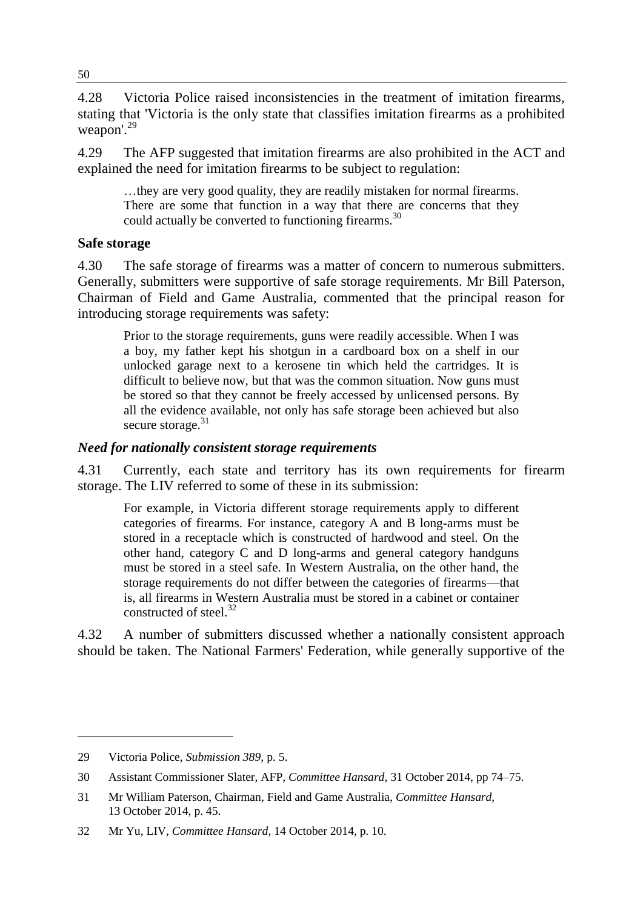4.28 Victoria Police raised inconsistencies in the treatment of imitation firearms, stating that 'Victoria is the only state that classifies imitation firearms as a prohibited weapon'.[29]

4.29 The AFP suggested that imitation firearms are also prohibited in the ACT and explained the need for imitation firearms to be subject to regulation:

> …they are very good quality, they are readily mistaken for normal firearms. There are some that function in a way that there are concerns that they could actually be converted to functioning firearms.[30]

### Safe storage

4.30 The safe storage of firearms was a matter of concern to numerous submitters. Generally, submitters were supportive of safe storage requirements. Mr Bill Paterson, Chairman of Field and Game Australia, commented that the principal reason for introducing storage requirements was safety:

> Prior to the storage requirements, guns were readily accessible. When I was a boy, my father kept his shotgun in a cardboard box on a shelf in our unlocked garage next to a kerosene tin which held the cartridges. It is difficult to believe now, but that was the common situation. Now guns must be stored so that they cannot be freely accessed by unlicensed persons. By all the evidence available, not only has safe storage been achieved but also secure storage.[31]

#### *Need for nationally consistent storage requirements*

4.31 Currently, each state and territory has its own requirements for firearm storage. The LIV referred to some of these in its submission:

> For example, in Victoria different storage requirements apply to different categories of firearms. For instance, category A and B long-arms must be stored in a receptacle which is constructed of hardwood and steel. On the other hand, category C and D long-arms and general category handguns must be stored in a steel safe. In Western Australia, on the other hand, the storage requirements do not differ between the categories of firearms—that is, all firearms in Western Australia must be stored in a cabinet or container constructed of steel.[32]

4.32 A number of submitters discussed whether a nationally consistent approach should be taken. The National Farmers' Federation, while generally supportive of the

---

29 Victoria Police, *Submission 389*, p. 5.

30 Assistant Commissioner Slater, AFP, *Committee Hansard*, 31 October 2014, pp 74–75.

31 Mr William Paterson, Chairman, Field and Game Australia, *Committee Hansard*, 13 October 2014, p. 45.

32 Mr Yu, LIV, *Committee Hansard*, 14 October 2014, p. 10.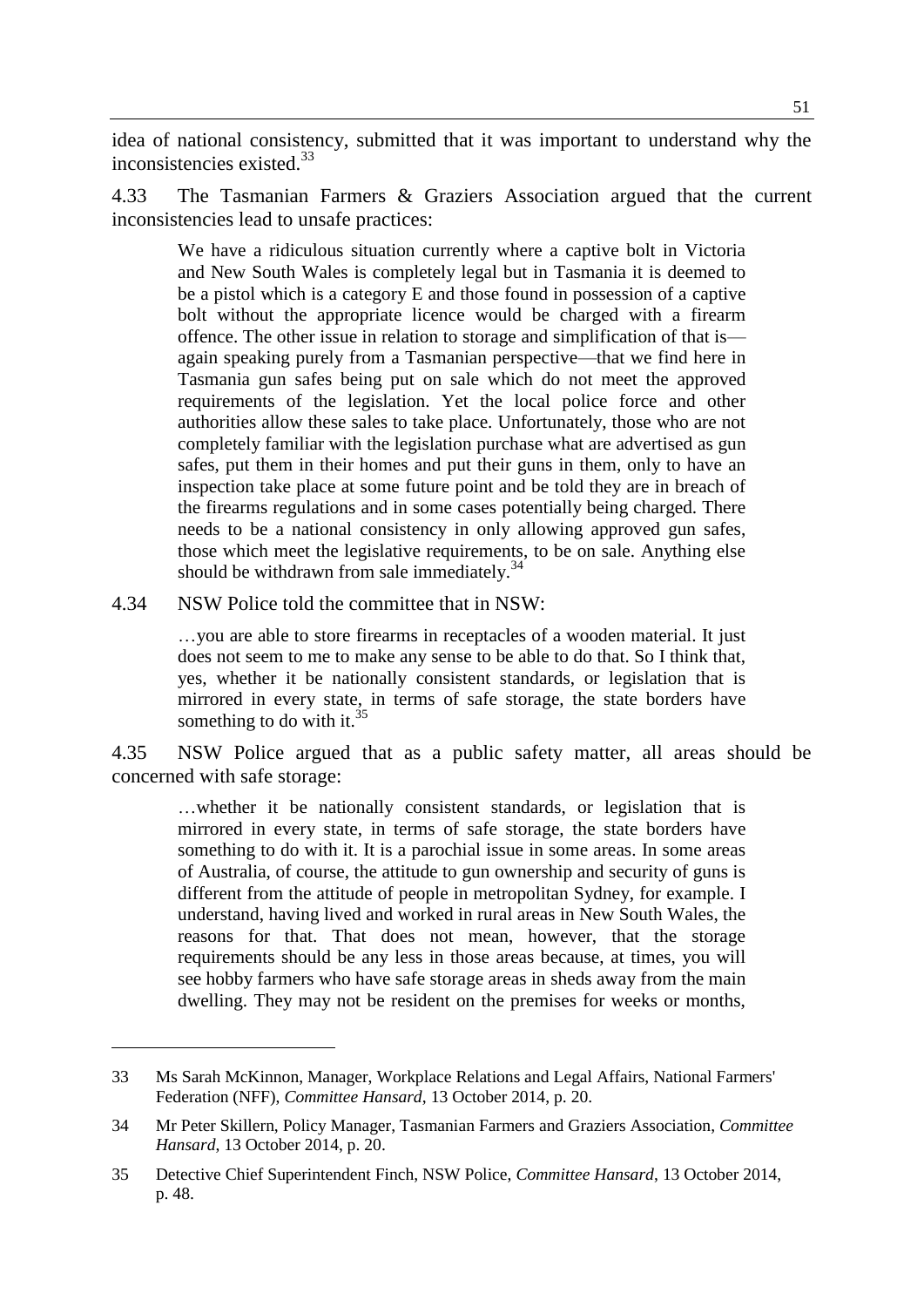idea of national consistency, submitted that it was important to understand why the inconsistencies existed.[33]

4.33 The Tasmanian Farmers & Graziers Association argued that the current inconsistencies lead to unsafe practices:

> We have a ridiculous situation currently where a captive bolt in Victoria and New South Wales is completely legal but in Tasmania it is deemed to be a pistol which is a category E and those found in possession of a captive bolt without the appropriate licence would be charged with a firearm offence. The other issue in relation to storage and simplification of that is—again speaking purely from a Tasmanian perspective—that we find here in Tasmania gun safes being put on sale which do not meet the approved requirements of the legislation. Yet the local police force and other authorities allow these sales to take place. Unfortunately, those who are not completely familiar with the legislation purchase what are advertised as gun safes, put them in their homes and put their guns in them, only to have an inspection take place at some future point and be told they are in breach of the firearms regulations and in some cases potentially being charged. There needs to be a national consistency in only allowing approved gun safes, those which meet the legislative requirements, to be on sale. Anything else should be withdrawn from sale immediately.[34]

4.34 NSW Police told the committee that in NSW:

> …you are able to store firearms in receptacles of a wooden material. It just does not seem to me to make any sense to be able to do that. So I think that, yes, whether it be nationally consistent standards, or legislation that is mirrored in every state, in terms of safe storage, the state borders have something to do with it.[35]

4.35 NSW Police argued that as a public safety matter, all areas should be concerned with safe storage:

> …whether it be nationally consistent standards, or legislation that is mirrored in every state, in terms of safe storage, the state borders have something to do with it. It is a parochial issue in some areas. In some areas of Australia, of course, the attitude to gun ownership and security of guns is different from the attitude of people in metropolitan Sydney, for example. I understand, having lived and worked in rural areas in New South Wales, the reasons for that. That does not mean, however, that the storage requirements should be any less in those areas because, at times, you will see hobby farmers who have safe storage areas in sheds away from the main dwelling. They may not be resident on the premises for weeks or months,

---

33 Ms Sarah McKinnon, Manager, Workplace Relations and Legal Affairs, National Farmers' Federation (NFF), *Committee Hansard*, 13 October 2014, p. 20.

34 Mr Peter Skillern, Policy Manager, Tasmanian Farmers and Graziers Association, *Committee Hansard*, 13 October 2014, p. 20.

35 Detective Chief Superintendent Finch, NSW Police, *Committee Hansard*, 13 October 2014, p. 48.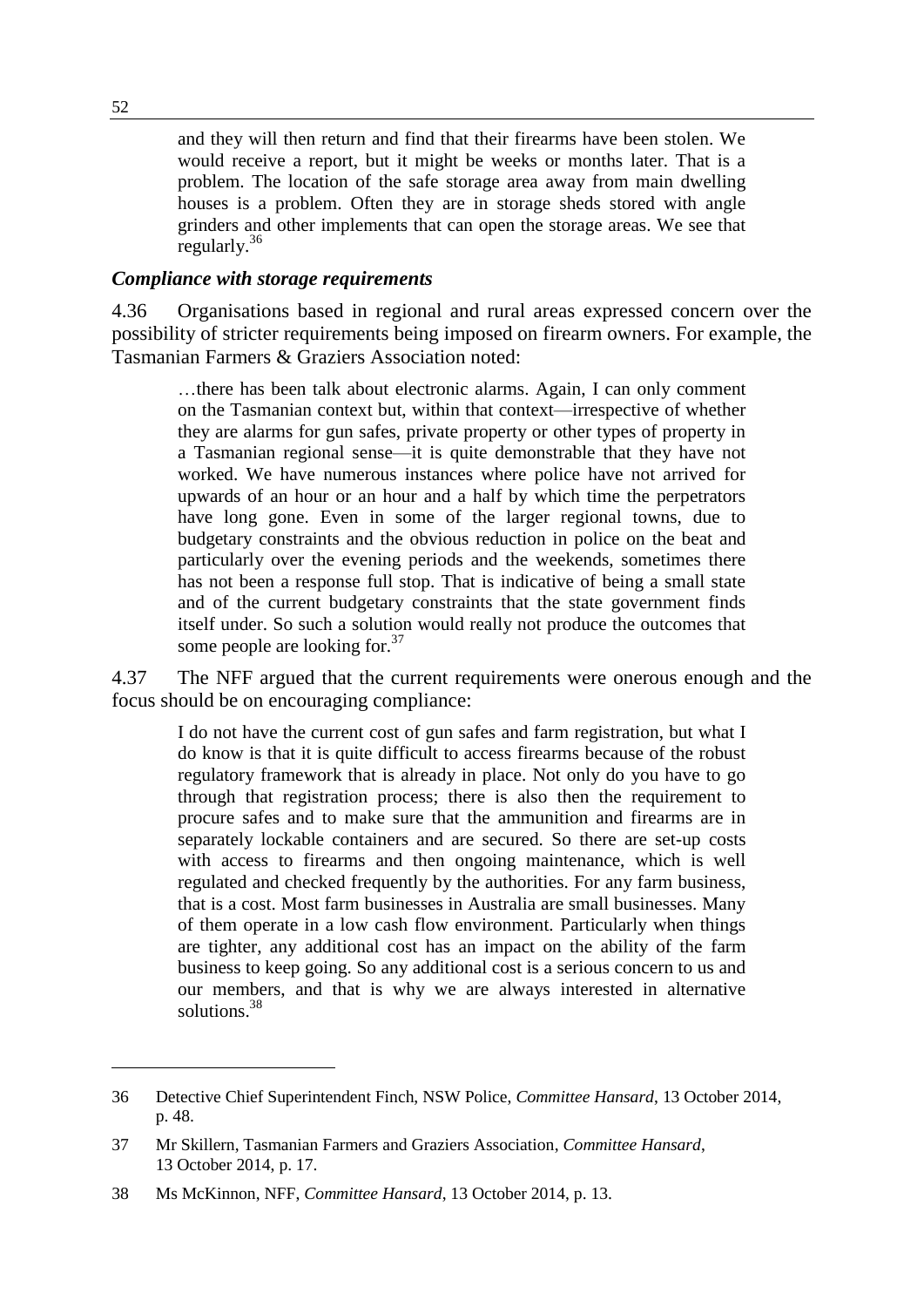> and they will then return and find that their firearms have been stolen. We would receive a report, but it might be weeks or months later. That is a problem. The location of the safe storage area away from main dwelling houses is a problem. Often they are in storage sheds stored with angle grinders and other implements that can open the storage areas. We see that regularly.[36]

### *Compliance with storage requirements*

4.36 Organisations based in regional and rural areas expressed concern over the possibility of stricter requirements being imposed on firearm owners. For example, the Tasmanian Farmers & Graziers Association noted:

> …there has been talk about electronic alarms. Again, I can only comment on the Tasmanian context but, within that context—irrespective of whether they are alarms for gun safes, private property or other types of property in a Tasmanian regional sense—it is quite demonstrable that they have not worked. We have numerous instances where police have not arrived for upwards of an hour or an hour and a half by which time the perpetrators have long gone. Even in some of the larger regional towns, due to budgetary constraints and the obvious reduction in police on the beat and particularly over the evening periods and the weekends, sometimes there has not been a response full stop. That is indicative of being a small state and of the current budgetary constraints that the state government finds itself under. So such a solution would really not produce the outcomes that some people are looking for.[37]

4.37 The NFF argued that the current requirements were onerous enough and the focus should be on encouraging compliance:

> I do not have the current cost of gun safes and farm registration, but what I do know is that it is quite difficult to access firearms because of the robust regulatory framework that is already in place. Not only do you have to go through that registration process; there is also then the requirement to procure safes and to make sure that the ammunition and firearms are in separately lockable containers and are secured. So there are set-up costs with access to firearms and then ongoing maintenance, which is well regulated and checked frequently by the authorities. For any farm business, that is a cost. Most farm businesses in Australia are small businesses. Many of them operate in a low cash flow environment. Particularly when things are tighter, any additional cost has an impact on the ability of the farm business to keep going. So any additional cost is a serious concern to us and our members, and that is why we are always interested in alternative solutions.[38]

---

36 Detective Chief Superintendent Finch, NSW Police, *Committee Hansard*, 13 October 2014, p. 48.

37 Mr Skillern, Tasmanian Farmers and Graziers Association, *Committee Hansard*, 13 October 2014, p. 17.

38 Ms McKinnon, NFF, *Committee Hansard*, 13 October 2014, p. 13.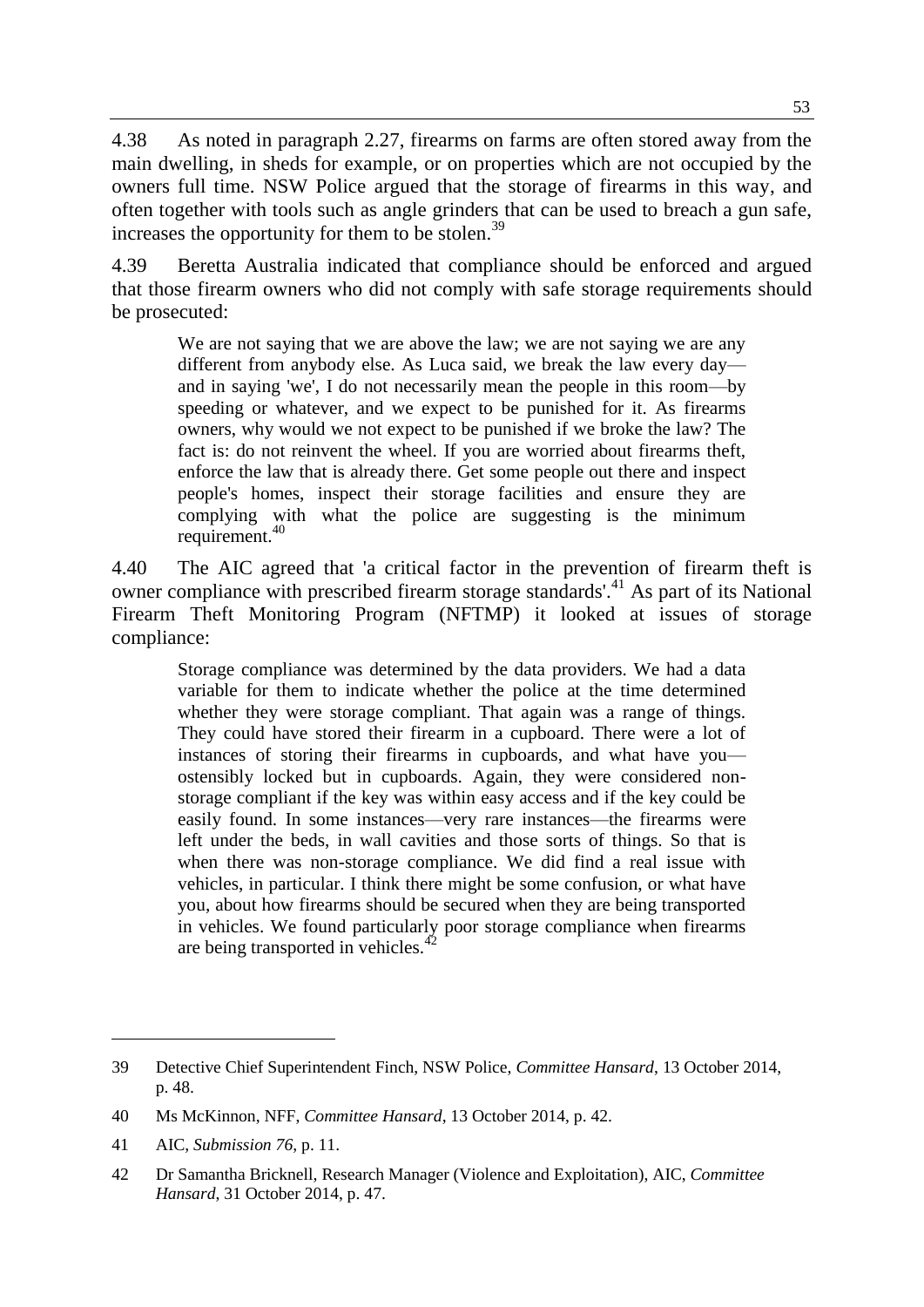4.38 As noted in paragraph 2.27, firearms on farms are often stored away from the main dwelling, in sheds for example, or on properties which are not occupied by the owners full time. NSW Police argued that the storage of firearms in this way, and often together with tools such as angle grinders that can be used to breach a gun safe, increases the opportunity for them to be stolen.[39]

4.39 Beretta Australia indicated that compliance should be enforced and argued that those firearm owners who did not comply with safe storage requirements should be prosecuted:

> We are not saying that we are above the law; we are not saying we are any different from anybody else. As Luca said, we break the law every day—and in saying 'we', I do not necessarily mean the people in this room—by speeding or whatever, and we expect to be punished for it. As firearms owners, why would we not expect to be punished if we broke the law? The fact is: do not reinvent the wheel. If you are worried about firearms theft, enforce the law that is already there. Get some people out there and inspect people's homes, inspect their storage facilities and ensure they are complying with what the police are suggesting is the minimum requirement.[40]

4.40 The AIC agreed that 'a critical factor in the prevention of firearm theft is owner compliance with prescribed firearm storage standards'.[41] As part of its National Firearm Theft Monitoring Program (NFTMP) it looked at issues of storage compliance:

> Storage compliance was determined by the data providers. We had a data variable for them to indicate whether the police at the time determined whether they were storage compliant. That again was a range of things. They could have stored their firearm in a cupboard. There were a lot of instances of storing their firearms in cupboards, and what have you—ostensibly locked but in cupboards. Again, they were considered non-storage compliant if the key was within easy access and if the key could be easily found. In some instances—very rare instances—the firearms were left under the beds, in wall cavities and those sorts of things. So that is when there was non-storage compliance. We did find a real issue with vehicles, in particular. I think there might be some confusion, or what have you, about how firearms should be secured when they are being transported in vehicles. We found particularly poor storage compliance when firearms are being transported in vehicles.[42]

---

39 Detective Chief Superintendent Finch, NSW Police, *Committee Hansard*, 13 October 2014, p. 48.

40 Ms McKinnon, NFF, *Committee Hansard*, 13 October 2014, p. 42.

41 AIC, *Submission 76*, p. 11.

42 Dr Samantha Bricknell, Research Manager (Violence and Exploitation), AIC, *Committee Hansard*, 31 October 2014, p. 47.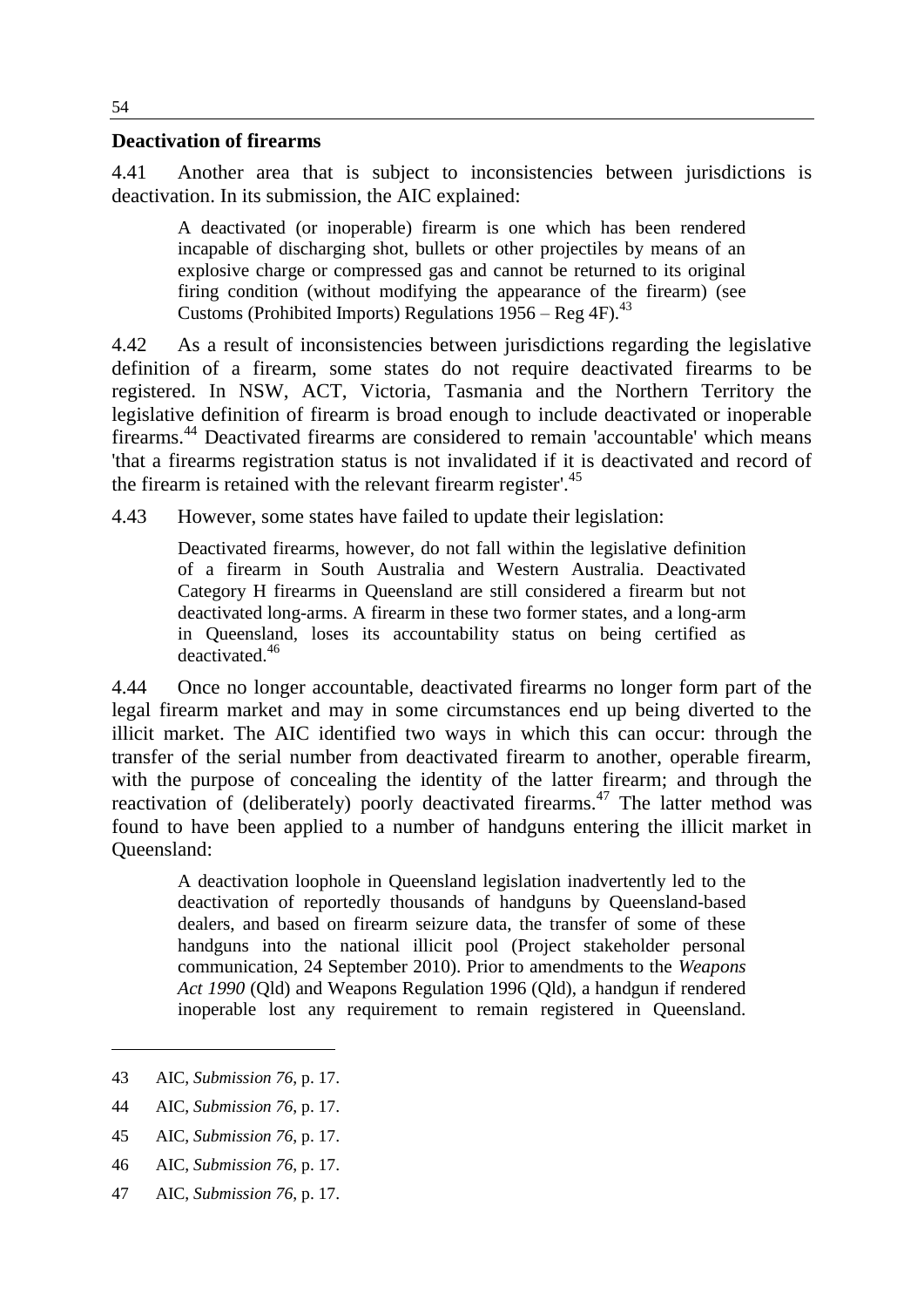## Deactivation of firearms

4.41 Another area that is subject to inconsistencies between jurisdictions is deactivation. In its submission, the AIC explained:

> A deactivated (or inoperable) firearm is one which has been rendered incapable of discharging shot, bullets or other projectiles by means of an explosive charge or compressed gas and cannot be returned to its original firing condition (without modifying the appearance of the firearm) (see Customs (Prohibited Imports) Regulations 1956 – Reg 4F).[43]

4.42 As a result of inconsistencies between jurisdictions regarding the legislative definition of a firearm, some states do not require deactivated firearms to be registered. In NSW, ACT, Victoria, Tasmania and the Northern Territory the legislative definition of firearm is broad enough to include deactivated or inoperable firearms.[44] Deactivated firearms are considered to remain 'accountable' which means 'that a firearms registration status is not invalidated if it is deactivated and record of the firearm is retained with the relevant firearm register'.[45]

4.43 However, some states have failed to update their legislation:

> Deactivated firearms, however, do not fall within the legislative definition of a firearm in South Australia and Western Australia. Deactivated Category H firearms in Queensland are still considered a firearm but not deactivated long-arms. A firearm in these two former states, and a long-arm in Queensland, loses its accountability status on being certified as deactivated.[46]

4.44 Once no longer accountable, deactivated firearms no longer form part of the legal firearm market and may in some circumstances end up being diverted to the illicit market. The AIC identified two ways in which this can occur: through the transfer of the serial number from deactivated firearm to another, operable firearm, with the purpose of concealing the identity of the latter firearm; and through the reactivation of (deliberately) poorly deactivated firearms.[47] The latter method was found to have been applied to a number of handguns entering the illicit market in Queensland:

> A deactivation loophole in Queensland legislation inadvertently led to the deactivation of reportedly thousands of handguns by Queensland-based dealers, and based on firearm seizure data, the transfer of some of these handguns into the national illicit pool (Project stakeholder personal communication, 24 September 2010). Prior to amendments to the *Weapons Act 1990* (Qld) and Weapons Regulation 1996 (Qld), a handgun if rendered inoperable lost any requirement to remain registered in Queensland.

---

43 AIC, *Submission 76*, p. 17.

44 AIC, *Submission 76*, p. 17.

45 AIC, *Submission 76*, p. 17.

46 AIC, *Submission 76*, p. 17.

47 AIC, *Submission 76*, p. 17.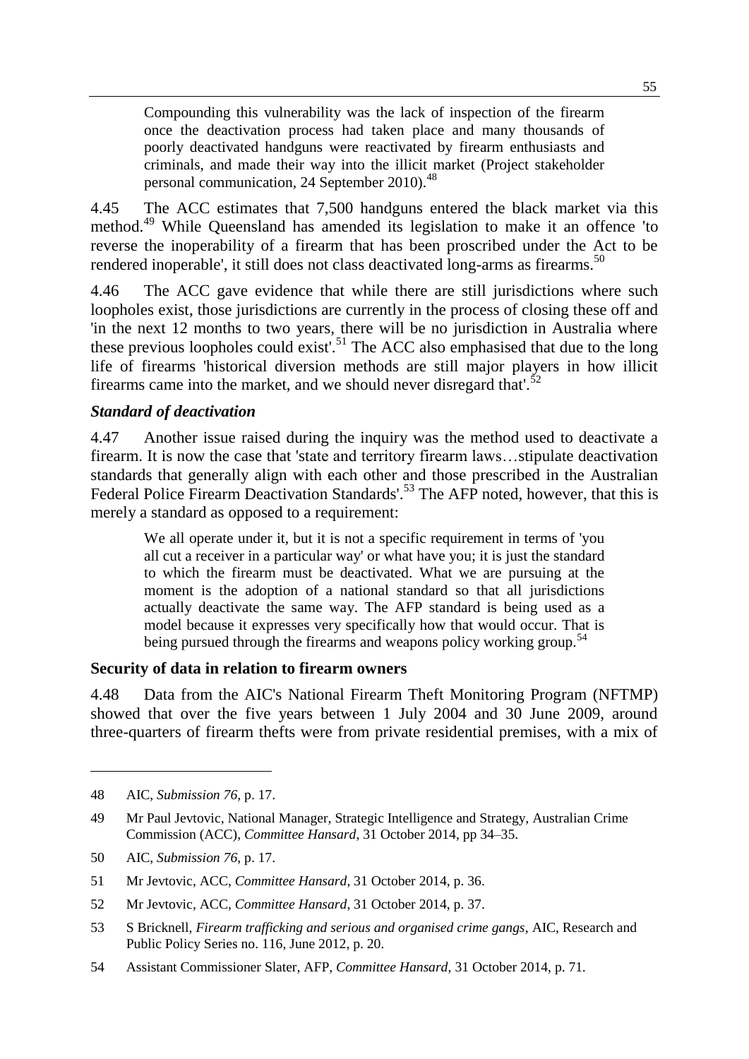> Compounding this vulnerability was the lack of inspection of the firearm once the deactivation process had taken place and many thousands of poorly deactivated handguns were reactivated by firearm enthusiasts and criminals, and made their way into the illicit market (Project stakeholder personal communication, 24 September 2010).[48]

4.45 The ACC estimates that 7,500 handguns entered the black market via this method.[49] While Queensland has amended its legislation to make it an offence 'to reverse the inoperability of a firearm that has been proscribed under the Act to be rendered inoperable', it still does not class deactivated long-arms as firearms.[50]

4.46 The ACC gave evidence that while there are still jurisdictions where such loopholes exist, those jurisdictions are currently in the process of closing these off and 'in the next 12 months to two years, there will be no jurisdiction in Australia where these previous loopholes could exist'.[51] The ACC also emphasised that due to the long life of firearms 'historical diversion methods are still major players in how illicit firearms came into the market, and we should never disregard that'.[52]

### *Standard of deactivation*

4.47 Another issue raised during the inquiry was the method used to deactivate a firearm. It is now the case that 'state and territory firearm laws…stipulate deactivation standards that generally align with each other and those prescribed in the Australian Federal Police Firearm Deactivation Standards'.[53] The AFP noted, however, that this is merely a standard as opposed to a requirement:

> We all operate under it, but it is not a specific requirement in terms of 'you all cut a receiver in a particular way' or what have you; it is just the standard to which the firearm must be deactivated. What we are pursuing at the moment is the adoption of a national standard so that all jurisdictions actually deactivate the same way. The AFP standard is being used as a model because it expresses very specifically how that would occur. That is being pursued through the firearms and weapons policy working group.[54]

## Security of data in relation to firearm owners

4.48 Data from the AIC's National Firearm Theft Monitoring Program (NFTMP) showed that over the five years between 1 July 2004 and 30 June 2009, around three-quarters of firearm thefts were from private residential premises, with a mix of

---

48 AIC, *Submission 76*, p. 17.

49 Mr Paul Jevtovic, National Manager, Strategic Intelligence and Strategy, Australian Crime Commission (ACC), *Committee Hansard*, 31 October 2014, pp 34–35.

50 AIC, *Submission 76*, p. 17.

51 Mr Jevtovic, ACC, *Committee Hansard*, 31 October 2014, p. 36.

52 Mr Jevtovic, ACC, *Committee Hansard*, 31 October 2014, p. 37.

53 S Bricknell, *Firearm trafficking and serious and organised crime gangs*, AIC, Research and Public Policy Series no. 116, June 2012, p. 20.

54 Assistant Commissioner Slater, AFP, *Committee Hansard*, 31 October 2014, p. 71.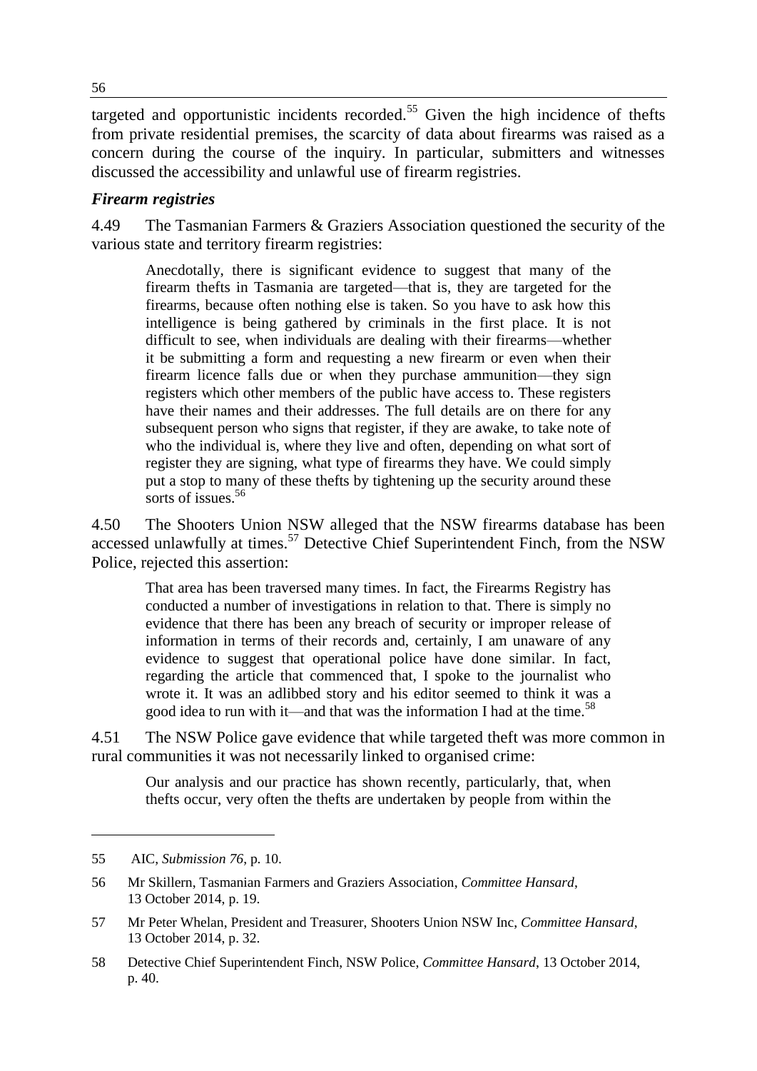targeted and opportunistic incidents recorded.[55] Given the high incidence of thefts from private residential premises, the scarcity of data about firearms was raised as a concern during the course of the inquiry. In particular, submitters and witnesses discussed the accessibility and unlawful use of firearm registries.

### *Firearm registries*

4.49 The Tasmanian Farmers & Graziers Association questioned the security of the various state and territory firearm registries:

> Anecdotally, there is significant evidence to suggest that many of the firearm thefts in Tasmania are targeted—that is, they are targeted for the firearms, because often nothing else is taken. So you have to ask how this intelligence is being gathered by criminals in the first place. It is not difficult to see, when individuals are dealing with their firearms—whether it be submitting a form and requesting a new firearm or even when their firearm licence falls due or when they purchase ammunition—they sign registers which other members of the public have access to. These registers have their names and their addresses. The full details are on there for any subsequent person who signs that register, if they are awake, to take note of who the individual is, where they live and often, depending on what sort of register they are signing, what type of firearms they have. We could simply put a stop to many of these thefts by tightening up the security around these sorts of issues.[56]

4.50 The Shooters Union NSW alleged that the NSW firearms database has been accessed unlawfully at times.[57] Detective Chief Superintendent Finch, from the NSW Police, rejected this assertion:

> That area has been traversed many times. In fact, the Firearms Registry has conducted a number of investigations in relation to that. There is simply no evidence that there has been any breach of security or improper release of information in terms of their records and, certainly, I am unaware of any evidence to suggest that operational police have done similar. In fact, regarding the article that commenced that, I spoke to the journalist who wrote it. It was an adlibbed story and his editor seemed to think it was a good idea to run with it—and that was the information I had at the time.[58]

4.51 The NSW Police gave evidence that while targeted theft was more common in rural communities it was not necessarily linked to organised crime:

> Our analysis and our practice has shown recently, particularly, that, when thefts occur, very often the thefts are undertaken by people from within the

---

55 AIC, *Submission 76*, p. 10.

56 Mr Skillern, Tasmanian Farmers and Graziers Association, *Committee Hansard*, 13 October 2014, p. 19.

57 Mr Peter Whelan, President and Treasurer, Shooters Union NSW Inc, *Committee Hansard*, 13 October 2014, p. 32.

58 Detective Chief Superintendent Finch, NSW Police, *Committee Hansard*, 13 October 2014, p. 40.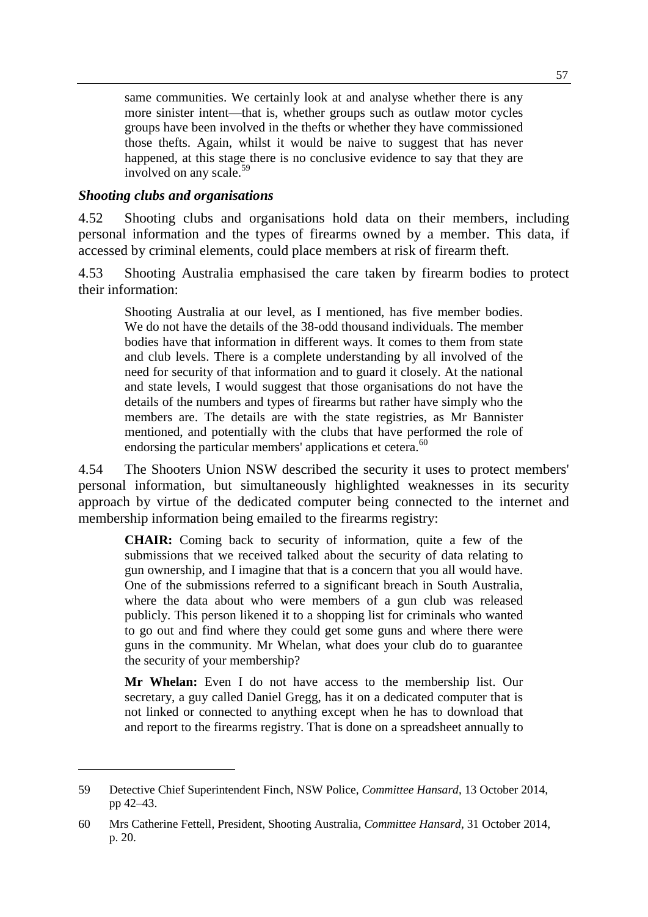> same communities. We certainly look at and analyse whether there is any more sinister intent—that is, whether groups such as outlaw motor cycles groups have been involved in the thefts or whether they have commissioned those thefts. Again, whilst it would be naive to suggest that has never happened, at this stage there is no conclusive evidence to say that they are involved on any scale.[59]

### *Shooting clubs and organisations*

4.52 Shooting clubs and organisations hold data on their members, including personal information and the types of firearms owned by a member. This data, if accessed by criminal elements, could place members at risk of firearm theft.

4.53 Shooting Australia emphasised the care taken by firearm bodies to protect their information:

> Shooting Australia at our level, as I mentioned, has five member bodies. We do not have the details of the 38-odd thousand individuals. The member bodies have that information in different ways. It comes to them from state and club levels. There is a complete understanding by all involved of the need for security of that information and to guard it closely. At the national and state levels, I would suggest that those organisations do not have the details of the numbers and types of firearms but rather have simply who the members are. The details are with the state registries, as Mr Bannister mentioned, and potentially with the clubs that have performed the role of endorsing the particular members' applications et cetera.[60]

4.54 The Shooters Union NSW described the security it uses to protect members' personal information, but simultaneously highlighted weaknesses in its security approach by virtue of the dedicated computer being connected to the internet and membership information being emailed to the firearms registry:

> **CHAIR:** Coming back to security of information, quite a few of the submissions that we received talked about the security of data relating to gun ownership, and I imagine that that is a concern that you all would have. One of the submissions referred to a significant breach in South Australia, where the data about who were members of a gun club was released publicly. This person likened it to a shopping list for criminals who wanted to go out and find where they could get some guns and where there were guns in the community. Mr Whelan, what does your club do to guarantee the security of your membership?
>
> **Mr Whelan:** Even I do not have access to the membership list. Our secretary, a guy called Daniel Gregg, has it on a dedicated computer that is not linked or connected to anything except when he has to download that and report to the firearms registry. That is done on a spreadsheet annually to

---

59 Detective Chief Superintendent Finch, NSW Police, *Committee Hansard*, 13 October 2014, pp 42–43.

60 Mrs Catherine Fettell, President, Shooting Australia, *Committee Hansard*, 31 October 2014, p. 20.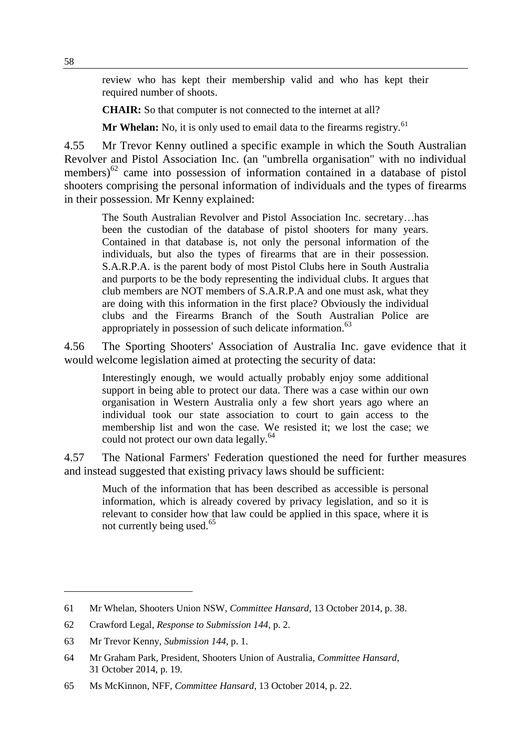review who has kept their membership valid and who has kept their required number of shoots.

**CHAIR:** So that computer is not connected to the internet at all?

**Mr Whelan:** No, it is only used to email data to the firearms registry.[61]

4.55 Mr Trevor Kenny outlined a specific example in which the South Australian Revolver and Pistol Association Inc. (an "umbrella organisation" with no individual members)[62] came into possession of information contained in a database of pistol shooters comprising the personal information of individuals and the types of firearms in their possession. Mr Kenny explained:

> The South Australian Revolver and Pistol Association Inc. secretary…has been the custodian of the database of pistol shooters for many years. Contained in that database is, not only the personal information of the individuals, but also the types of firearms that are in their possession. S.A.R.P.A. is the parent body of most Pistol Clubs here in South Australia and purports to be the body representing the individual clubs. It argues that club members are NOT members of S.A.R.P.A and one must ask, what they are doing with this information in the first place? Obviously the individual clubs and the Firearms Branch of the South Australian Police are appropriately in possession of such delicate information.[63]

4.56 The Sporting Shooters' Association of Australia Inc. gave evidence that it would welcome legislation aimed at protecting the security of data:

> Interestingly enough, we would actually probably enjoy some additional support in being able to protect our data. There was a case within our own organisation in Western Australia only a few short years ago where an individual took our state association to court to gain access to the membership list and won the case. We resisted it; we lost the case; we could not protect our own data legally.[64]

4.57 The National Farmers' Federation questioned the need for further measures and instead suggested that existing privacy laws should be sufficient:

> Much of the information that has been described as accessible is personal information, which is already covered by privacy legislation, and so it is relevant to consider how that law could be applied in this space, where it is not currently being used.[65]

---

61 Mr Whelan, Shooters Union NSW, *Committee Hansard*, 13 October 2014, p. 38.

62 Crawford Legal, *Response to Submission 144*, p. 2.

63 Mr Trevor Kenny, *Submission 144*, p. 1.

64 Mr Graham Park, President, Shooters Union of Australia, *Committee Hansard*, 31 October 2014, p. 19.

65 Ms McKinnon, NFF, *Committee Hansard*, 13 October 2014, p. 22.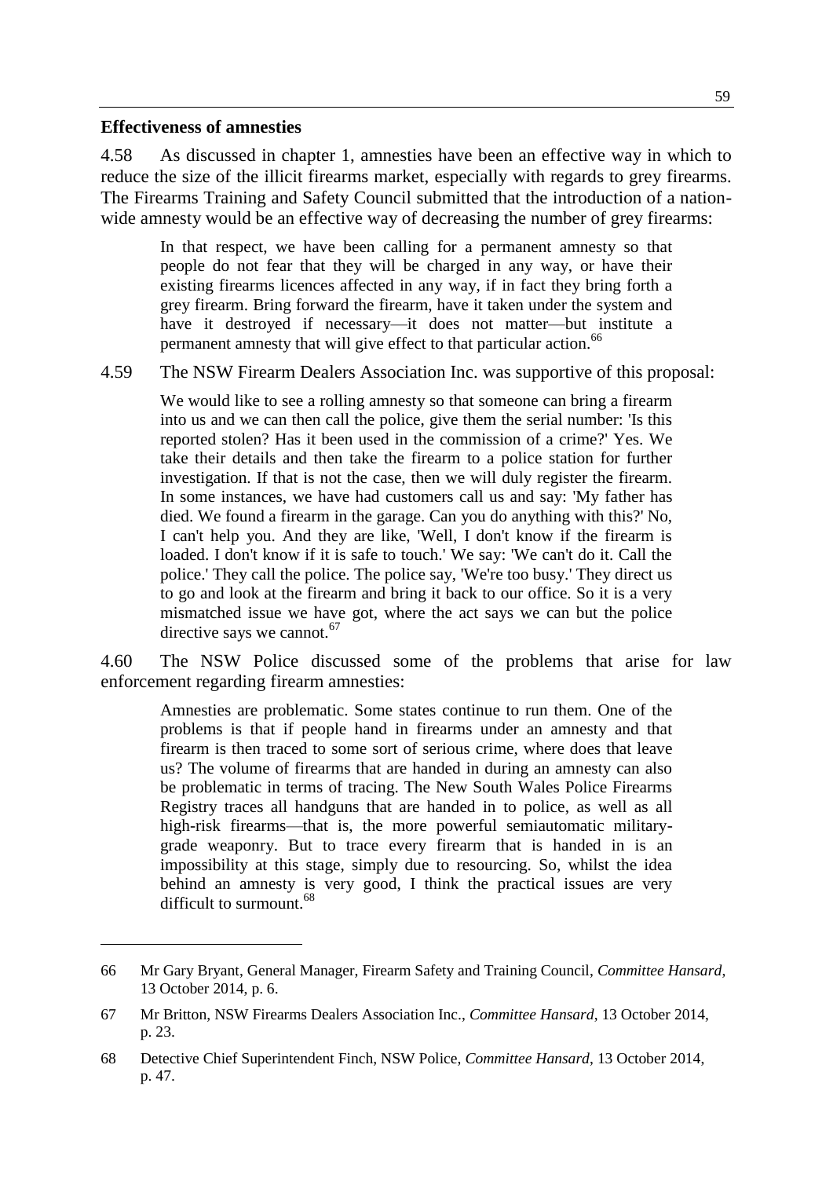**Effectiveness of amnesties**

4.58 As discussed in chapter 1, amnesties have been an effective way in which to reduce the size of the illicit firearms market, especially with regards to grey firearms. The Firearms Training and Safety Council submitted that the introduction of a nation-wide amnesty would be an effective way of decreasing the number of grey firearms:

> In that respect, we have been calling for a permanent amnesty so that people do not fear that they will be charged in any way, or have their existing firearms licences affected in any way, if in fact they bring forth a grey firearm. Bring forward the firearm, have it taken under the system and have it destroyed if necessary—it does not matter—but institute a permanent amnesty that will give effect to that particular action.[66]

4.59 The NSW Firearm Dealers Association Inc. was supportive of this proposal:

> We would like to see a rolling amnesty so that someone can bring a firearm into us and we can then call the police, give them the serial number: 'Is this reported stolen? Has it been used in the commission of a crime?' Yes. We take their details and then take the firearm to a police station for further investigation. If that is not the case, then we will duly register the firearm. In some instances, we have had customers call us and say: 'My father has died. We found a firearm in the garage. Can you do anything with this?' No, I can't help you. And they are like, 'Well, I don't know if the firearm is loaded. I don't know if it is safe to touch.' We say: 'We can't do it. Call the police.' They call the police. The police say, 'We're too busy.' They direct us to go and look at the firearm and bring it back to our office. So it is a very mismatched issue we have got, where the act says we can but the police directive says we cannot.[67]

4.60 The NSW Police discussed some of the problems that arise for law enforcement regarding firearm amnesties:

> Amnesties are problematic. Some states continue to run them. One of the problems is that if people hand in firearms under an amnesty and that firearm is then traced to some sort of serious crime, where does that leave us? The volume of firearms that are handed in during an amnesty can also be problematic in terms of tracing. The New South Wales Police Firearms Registry traces all handguns that are handed in to police, as well as all high-risk firearms—that is, the more powerful semiautomatic military-grade weaponry. But to trace every firearm that is handed in is an impossibility at this stage, simply due to resourcing. So, whilst the idea behind an amnesty is very good, I think the practical issues are very difficult to surmount.[68]

---

66 Mr Gary Bryant, General Manager, Firearm Safety and Training Council, *Committee Hansard*, 13 October 2014, p. 6.

67 Mr Britton, NSW Firearms Dealers Association Inc., *Committee Hansard*, 13 October 2014, p. 23.

68 Detective Chief Superintendent Finch, NSW Police, *Committee Hansard*, 13 October 2014, p. 47.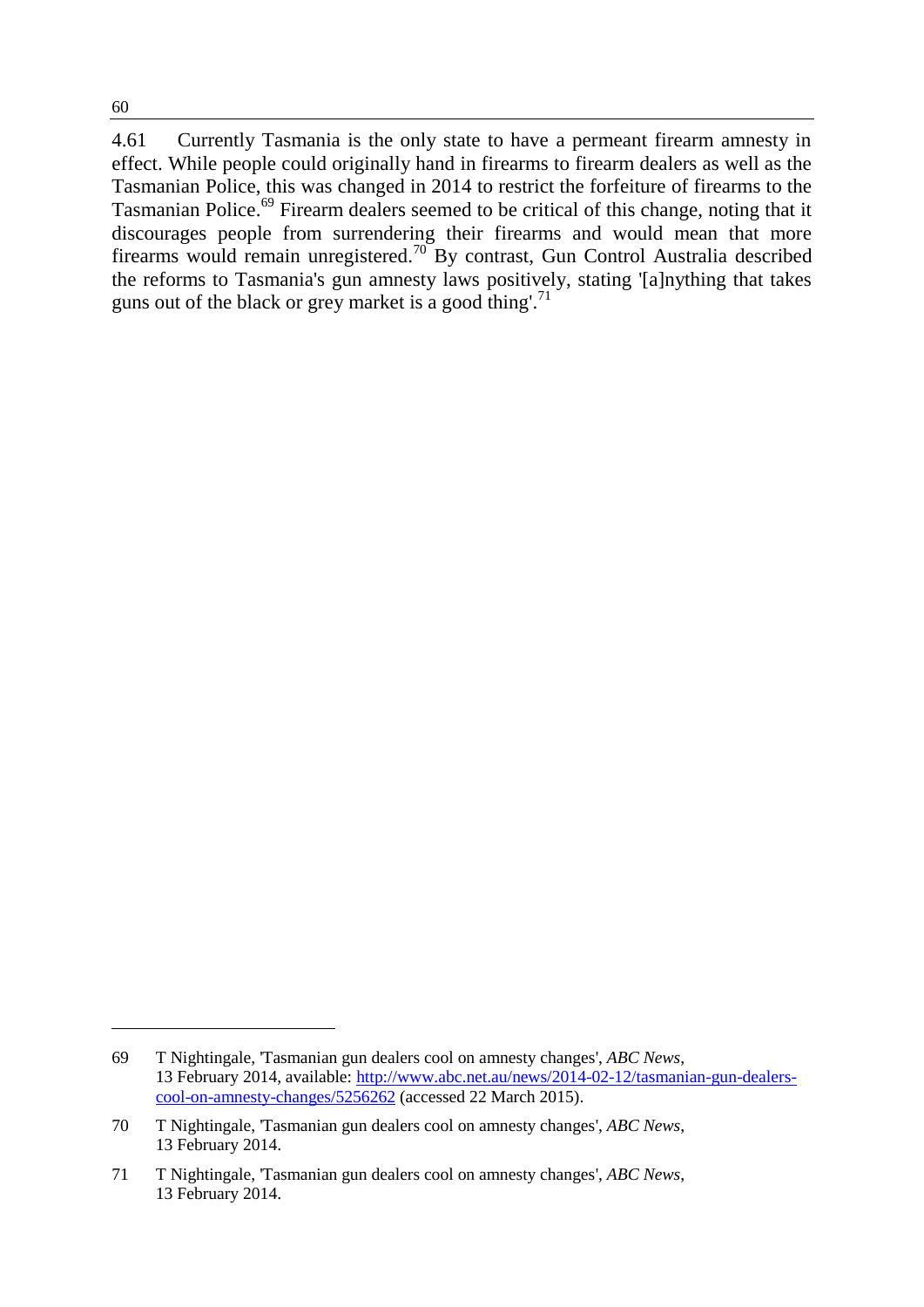4.61 Currently Tasmania is the only state to have a permeant firearm amnesty in effect. While people could originally hand in firearms to firearm dealers as well as the Tasmanian Police, this was changed in 2014 to restrict the forfeiture of firearms to the Tasmanian Police.[69] Firearm dealers seemed to be critical of this change, noting that it discourages people from surrendering their firearms and would mean that more firearms would remain unregistered.[70] By contrast, Gun Control Australia described the reforms to Tasmania's gun amnesty laws positively, stating '[a]nything that takes guns out of the black or grey market is a good thing'.[71]

---

69 T Nightingale, 'Tasmanian gun dealers cool on amnesty changes', *ABC News*, 13 February 2014, available: http://www.abc.net.au/news/2014-02-12/tasmanian-gun-dealers-cool-on-amnesty-changes/5256262 (accessed 22 March 2015).

70 T Nightingale, 'Tasmanian gun dealers cool on amnesty changes', *ABC News*, 13 February 2014.

71 T Nightingale, 'Tasmanian gun dealers cool on amnesty changes', *ABC News*, 13 February 2014.